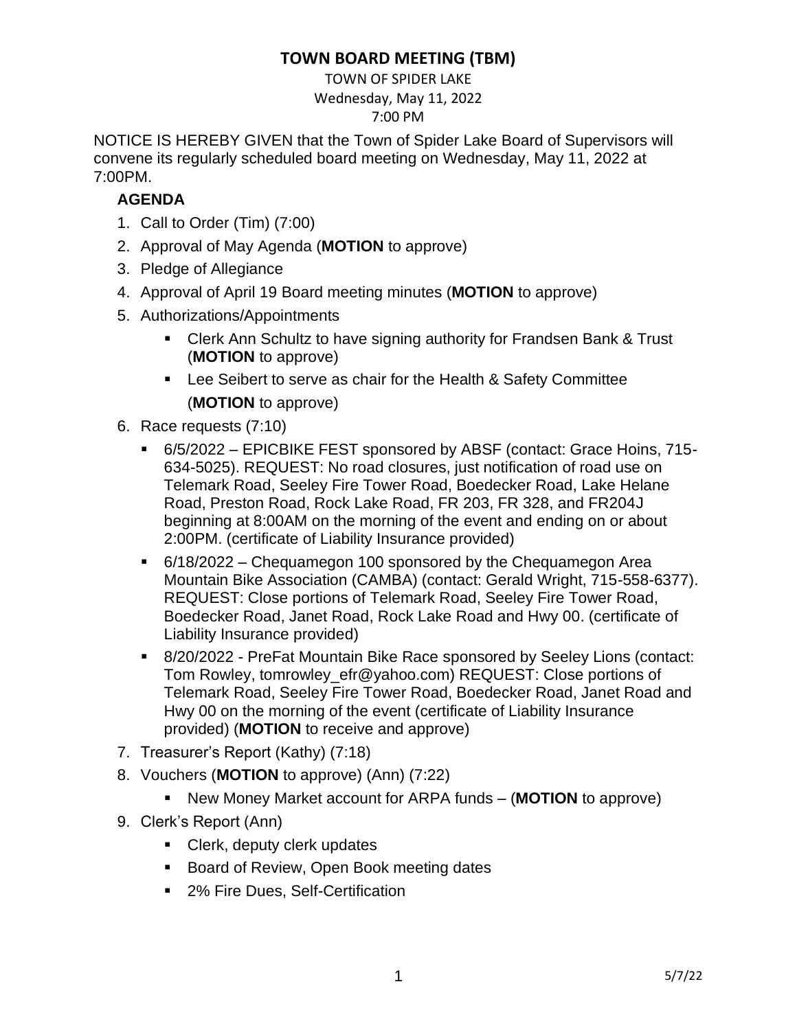# TOWN BOARD MEETING (TBM)

TOWN OF SPIDER LAKE
Wednesday, May 11, 2022
7:00 PM

NOTICE IS HEREBY GIVEN that the Town of Spider Lake Board of Supervisors will convene its regularly scheduled board meeting on Wednesday, May 11, 2022 at 7:00PM.

**AGENDA**

1. Call to Order (Tim) (7:00)
2. Approval of May Agenda (**MOTION** to approve)
3. Pledge of Allegiance
4. Approval of April 19 Board meeting minutes (**MOTION** to approve)
5. Authorizations/Appointments
   - Clerk Ann Schultz to have signing authority for Frandsen Bank & Trust (**MOTION** to approve)
   - Lee Seibert to serve as chair for the Health & Safety Committee (**MOTION** to approve)
6. Race requests (7:10)
   - 6/5/2022 – EPICBIKE FEST sponsored by ABSF (contact: Grace Hoins, 715-634-5025). REQUEST: No road closures, just notification of road use on Telemark Road, Seeley Fire Tower Road, Boedecker Road, Lake Helane Road, Preston Road, Rock Lake Road, FR 203, FR 328, and FR204J beginning at 8:00AM on the morning of the event and ending on or about 2:00PM. (certificate of Liability Insurance provided)
   - 6/18/2022 – Chequamegon 100 sponsored by the Chequamegon Area Mountain Bike Association (CAMBA) (contact: Gerald Wright, 715-558-6377). REQUEST: Close portions of Telemark Road, Seeley Fire Tower Road, Boedecker Road, Janet Road, Rock Lake Road and Hwy 00. (certificate of Liability Insurance provided)
   - 8/20/2022 - PreFat Mountain Bike Race sponsored by Seeley Lions (contact: Tom Rowley, tomrowley_efr@yahoo.com) REQUEST: Close portions of Telemark Road, Seeley Fire Tower Road, Boedecker Road, Janet Road and Hwy 00 on the morning of the event (certificate of Liability Insurance provided) (**MOTION** to receive and approve)
7. Treasurer's Report (Kathy) (7:18)
8. Vouchers (**MOTION** to approve) (Ann) (7:22)
   - New Money Market account for ARPA funds – (**MOTION** to approve)
9. Clerk's Report (Ann)
   - Clerk, deputy clerk updates
   - Board of Review, Open Book meeting dates
   - 2% Fire Dues, Self-Certification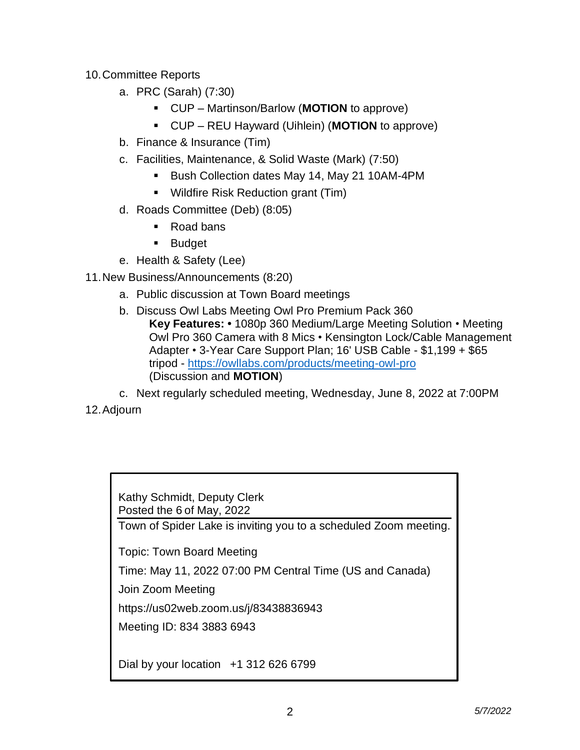10. Committee Reports
    a. PRC (Sarah) (7:30)
        - CUP – Martinson/Barlow (**MOTION** to approve)
        - CUP – REU Hayward (Uihlein) (**MOTION** to approve)
    b. Finance & Insurance (Tim)
    c. Facilities, Maintenance, & Solid Waste (Mark) (7:50)
        - Bush Collection dates May 14, May 21 10AM-4PM
        - Wildfire Risk Reduction grant (Tim)
    d. Roads Committee (Deb) (8:05)
        - Road bans
        - Budget
    e. Health & Safety (Lee)
11. New Business/Announcements (8:20)
    a. Public discussion at Town Board meetings
    b. Discuss Owl Labs Meeting Owl Pro Premium Pack 360
       **Key Features:** • 1080p 360 Medium/Large Meeting Solution • Meeting Owl Pro 360 Camera with 8 Mics • Kensington Lock/Cable Management Adapter • 3-Year Care Support Plan; 16' USB Cable - $1,199 + $65 tripod - https://owllabs.com/products/meeting-owl-pro
       (Discussion and **MOTION**)
    c. Next regularly scheduled meeting, Wednesday, June 8, 2022 at 7:00PM
12. Adjourn

---

Kathy Schmidt, Deputy Clerk
Posted the 6 of May, 2022

Town of Spider Lake is inviting you to a scheduled Zoom meeting.

Topic: Town Board Meeting

Time: May 11, 2022 07:00 PM Central Time (US and Canada)

Join Zoom Meeting

https://us02web.zoom.us/j/83438836943

Meeting ID: 834 3883 6943

Dial by your location +1 312 626 6799

---

*5/7/2022*